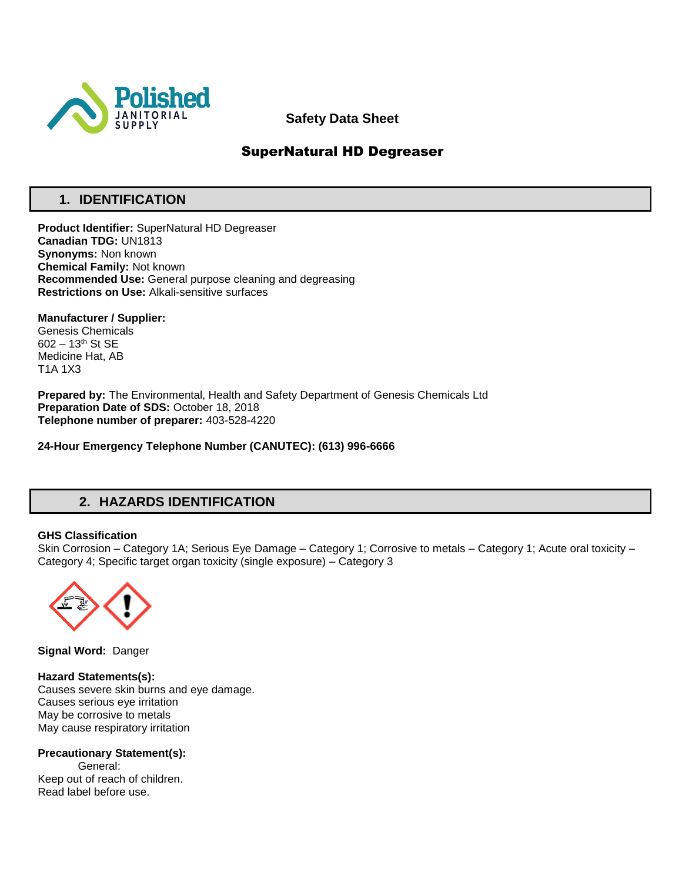Polished JANITORIAL SUPPLY

**Safety Data Sheet**

# SuperNatural HD Degreaser

## 1. IDENTIFICATION

**Product Identifier:** SuperNatural HD Degreaser
**Canadian TDG:** UN1813
**Synonyms:** Non known
**Chemical Family:** Not known
**Recommended Use:** General purpose cleaning and degreasing
**Restrictions on Use:** Alkali-sensitive surfaces

**Manufacturer / Supplier:**
Genesis Chemicals
602 – 13th St SE
Medicine Hat, AB
T1A 1X3

**Prepared by:** The Environmental, Health and Safety Department of Genesis Chemicals Ltd
**Preparation Date of SDS:** October 18, 2018
**Telephone number of preparer:** 403-528-4220

**24-Hour Emergency Telephone Number (CANUTEC): (613) 996-6666**

## 2. HAZARDS IDENTIFICATION

**GHS Classification**
Skin Corrosion – Category 1A; Serious Eye Damage – Category 1; Corrosive to metals – Category 1; Acute oral toxicity – Category 4; Specific target organ toxicity (single exposure) – Category 3

**Signal Word:** Danger

**Hazard Statements(s):**
Causes severe skin burns and eye damage.
Causes serious eye irritation
May be corrosive to metals
May cause respiratory irritation

**Precautionary Statement(s):**
General:
Keep out of reach of children.
Read label before use.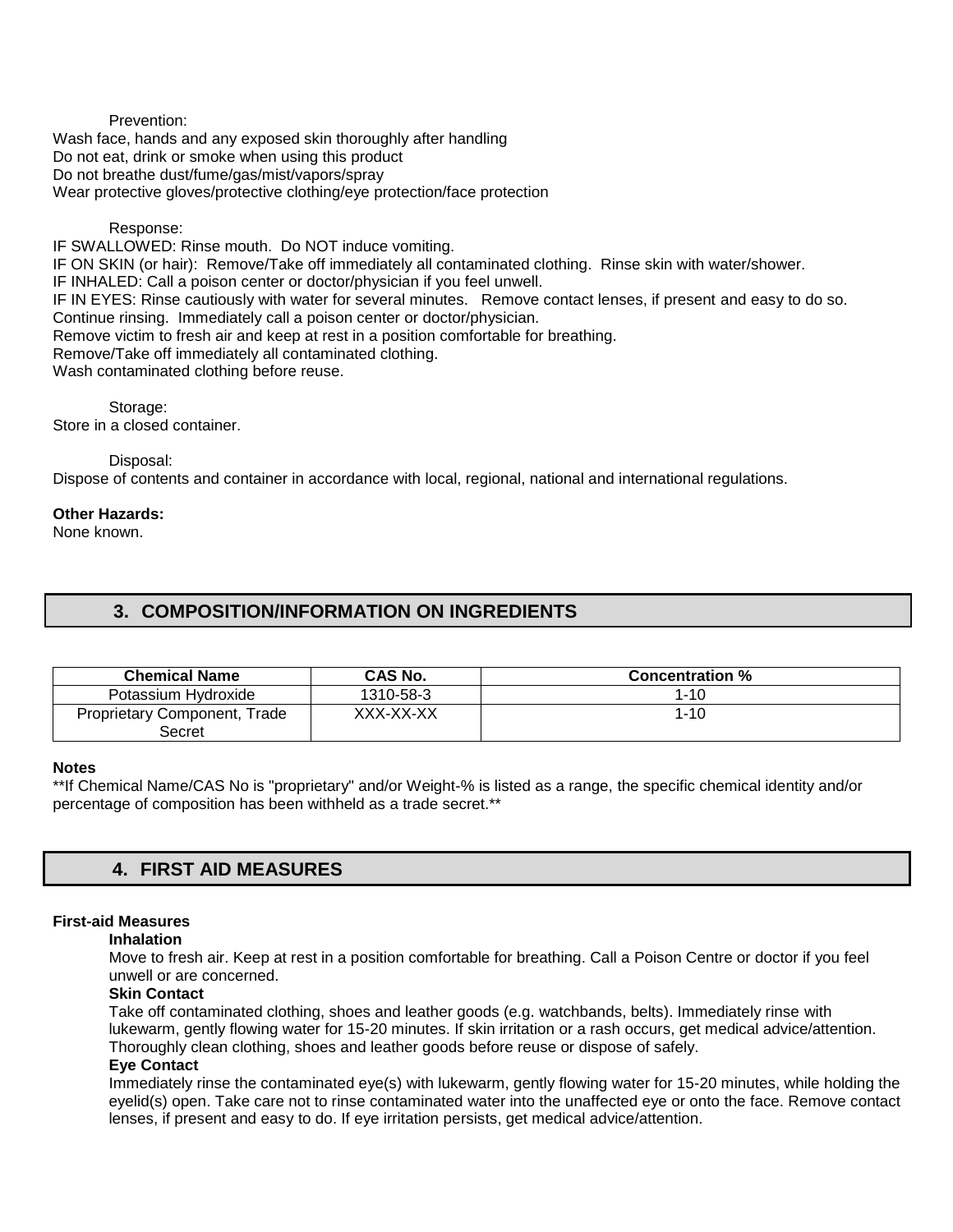Prevention:

Wash face, hands and any exposed skin thoroughly after handling
Do not eat, drink or smoke when using this product
Do not breathe dust/fume/gas/mist/vapors/spray
Wear protective gloves/protective clothing/eye protection/face protection

Response:

IF SWALLOWED: Rinse mouth. Do NOT induce vomiting.
IF ON SKIN (or hair): Remove/Take off immediately all contaminated clothing. Rinse skin with water/shower.
IF INHALED: Call a poison center or doctor/physician if you feel unwell.
IF IN EYES: Rinse cautiously with water for several minutes. Remove contact lenses, if present and easy to do so. Continue rinsing. Immediately call a poison center or doctor/physician.
Remove victim to fresh air and keep at rest in a position comfortable for breathing.
Remove/Take off immediately all contaminated clothing.
Wash contaminated clothing before reuse.

Storage:

Store in a closed container.

Disposal:

Dispose of contents and container in accordance with local, regional, national and international regulations.

**Other Hazards:**
None known.

## 3. COMPOSITION/INFORMATION ON INGREDIENTS

| Chemical Name | CAS No. | Concentration % |
|---|---|---|
| Potassium Hydroxide | 1310-58-3 | 1-10 |
| Proprietary Component, Trade Secret | XXX-XX-XX | 1-10 |

**Notes**
**If Chemical Name/CAS No is "proprietary" and/or Weight-% is listed as a range, the specific chemical identity and/or percentage of composition has been withheld as a trade secret.**

## 4. FIRST AID MEASURES

**First-aid Measures**

**Inhalation**

Move to fresh air. Keep at rest in a position comfortable for breathing. Call a Poison Centre or doctor if you feel unwell or are concerned.

**Skin Contact**

Take off contaminated clothing, shoes and leather goods (e.g. watchbands, belts). Immediately rinse with lukewarm, gently flowing water for 15-20 minutes. If skin irritation or a rash occurs, get medical advice/attention. Thoroughly clean clothing, shoes and leather goods before reuse or dispose of safely.

**Eye Contact**

Immediately rinse the contaminated eye(s) with lukewarm, gently flowing water for 15-20 minutes, while holding the eyelid(s) open. Take care not to rinse contaminated water into the unaffected eye or onto the face. Remove contact lenses, if present and easy to do. If eye irritation persists, get medical advice/attention.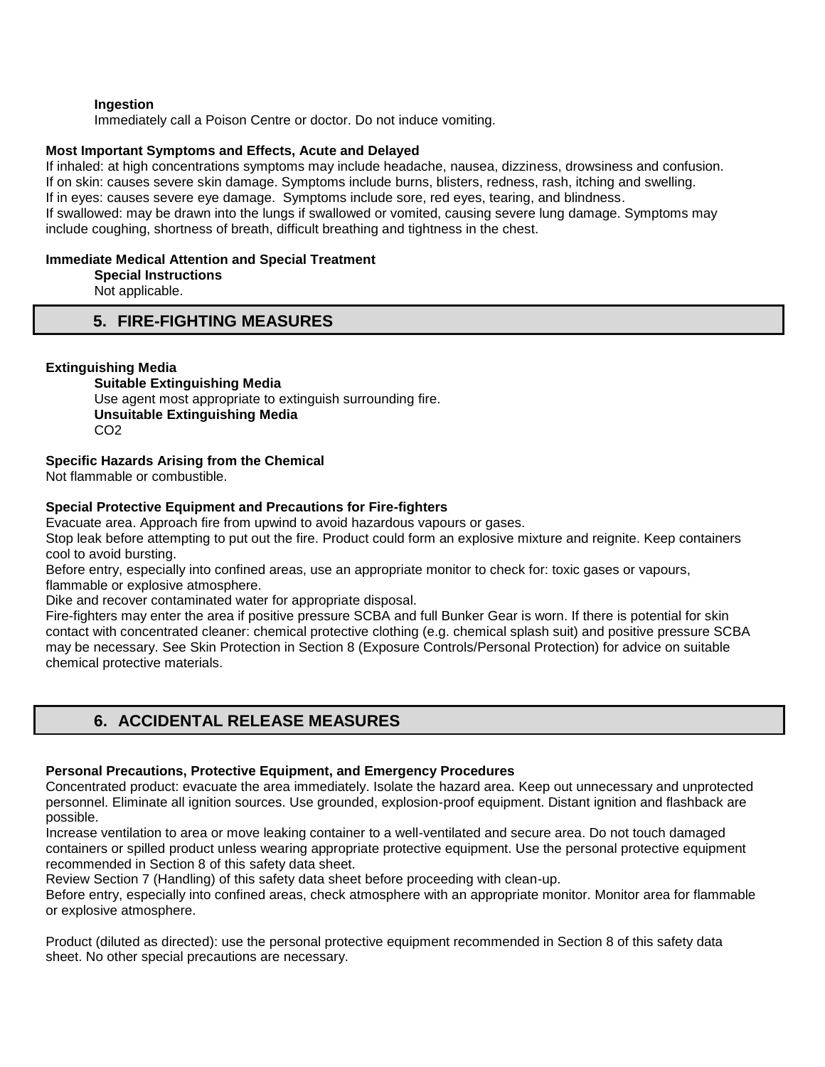**Ingestion**

Immediately call a Poison Centre or doctor. Do not induce vomiting.

**Most Important Symptoms and Effects, Acute and Delayed**

If inhaled: at high concentrations symptoms may include headache, nausea, dizziness, drowsiness and confusion.
If on skin: causes severe skin damage. Symptoms include burns, blisters, redness, rash, itching and swelling.
If in eyes: causes severe eye damage. Symptoms include sore, red eyes, tearing, and blindness.
If swallowed: may be drawn into the lungs if swallowed or vomited, causing severe lung damage. Symptoms may include coughing, shortness of breath, difficult breathing and tightness in the chest.

**Immediate Medical Attention and Special Treatment**

**Special Instructions**

Not applicable.

## 5. FIRE-FIGHTING MEASURES

**Extinguishing Media**

**Suitable Extinguishing Media**

Use agent most appropriate to extinguish surrounding fire.

**Unsuitable Extinguishing Media**

$CO_2$

**Specific Hazards Arising from the Chemical**

Not flammable or combustible.

**Special Protective Equipment and Precautions for Fire-fighters**

Evacuate area. Approach fire from upwind to avoid hazardous vapours or gases.
Stop leak before attempting to put out the fire. Product could form an explosive mixture and reignite. Keep containers cool to avoid bursting.
Before entry, especially into confined areas, use an appropriate monitor to check for: toxic gases or vapours, flammable or explosive atmosphere.
Dike and recover contaminated water for appropriate disposal.
Fire-fighters may enter the area if positive pressure SCBA and full Bunker Gear is worn. If there is potential for skin contact with concentrated cleaner: chemical protective clothing (e.g. chemical splash suit) and positive pressure SCBA may be necessary. See Skin Protection in Section 8 (Exposure Controls/Personal Protection) for advice on suitable chemical protective materials.

## 6. ACCIDENTAL RELEASE MEASURES

**Personal Precautions, Protective Equipment, and Emergency Procedures**

Concentrated product: evacuate the area immediately. Isolate the hazard area. Keep out unnecessary and unprotected personnel. Eliminate all ignition sources. Use grounded, explosion-proof equipment. Distant ignition and flashback are possible.
Increase ventilation to area or move leaking container to a well-ventilated and secure area. Do not touch damaged containers or spilled product unless wearing appropriate protective equipment. Use the personal protective equipment recommended in Section 8 of this safety data sheet.
Review Section 7 (Handling) of this safety data sheet before proceeding with clean-up.
Before entry, especially into confined areas, check atmosphere with an appropriate monitor. Monitor area for flammable or explosive atmosphere.

Product (diluted as directed): use the personal protective equipment recommended in Section 8 of this safety data sheet. No other special precautions are necessary.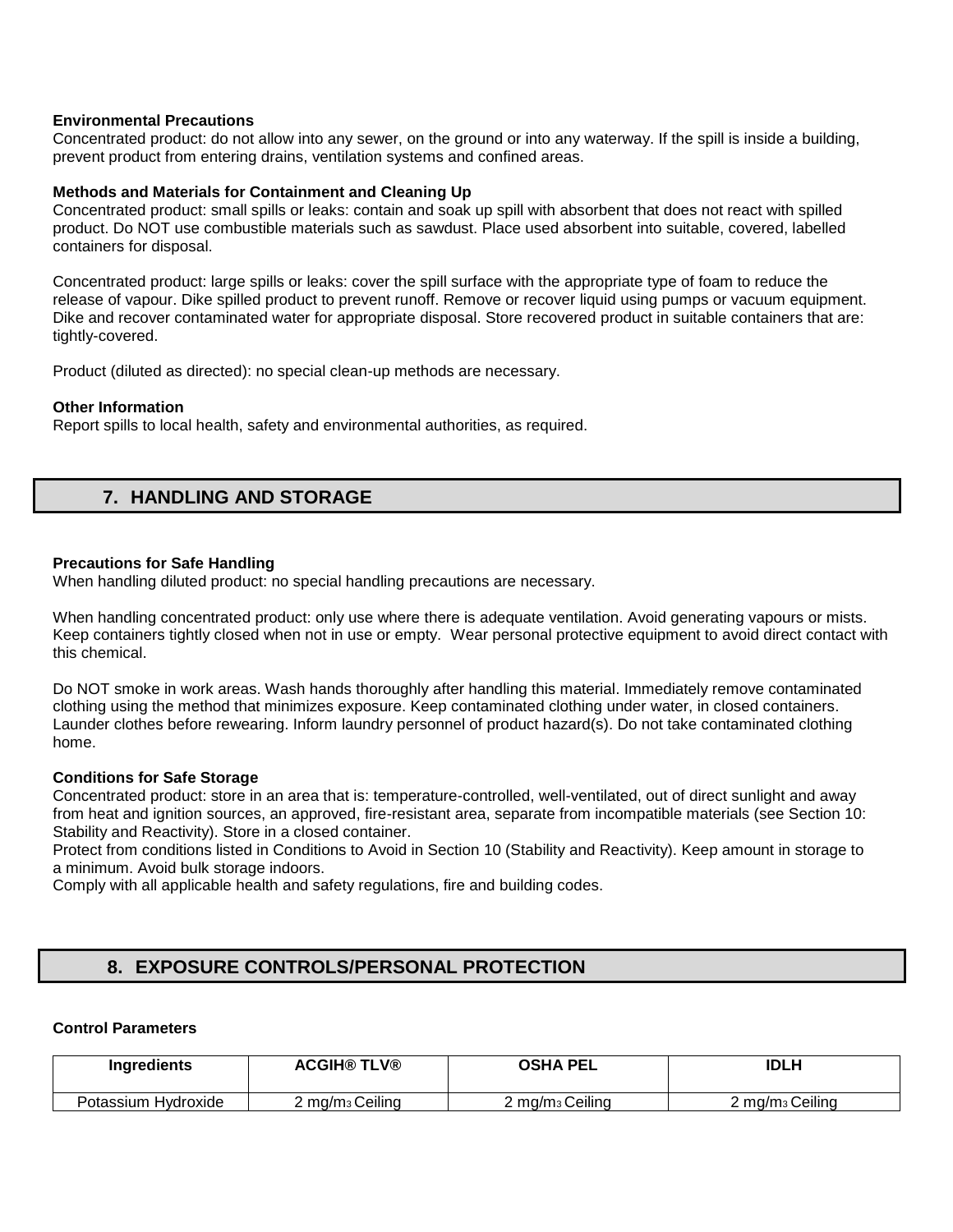**Environmental Precautions**
Concentrated product: do not allow into any sewer, on the ground or into any waterway. If the spill is inside a building, prevent product from entering drains, ventilation systems and confined areas.

**Methods and Materials for Containment and Cleaning Up**
Concentrated product: small spills or leaks: contain and soak up spill with absorbent that does not react with spilled product. Do NOT use combustible materials such as sawdust. Place used absorbent into suitable, covered, labelled containers for disposal.

Concentrated product: large spills or leaks: cover the spill surface with the appropriate type of foam to reduce the release of vapour. Dike spilled product to prevent runoff. Remove or recover liquid using pumps or vacuum equipment. Dike and recover contaminated water for appropriate disposal. Store recovered product in suitable containers that are: tightly-covered.

Product (diluted as directed): no special clean-up methods are necessary.

**Other Information**
Report spills to local health, safety and environmental authorities, as required.

## 7. HANDLING AND STORAGE

**Precautions for Safe Handling**
When handling diluted product: no special handling precautions are necessary.

When handling concentrated product: only use where there is adequate ventilation. Avoid generating vapours or mists. Keep containers tightly closed when not in use or empty. Wear personal protective equipment to avoid direct contact with this chemical.

Do NOT smoke in work areas. Wash hands thoroughly after handling this material. Immediately remove contaminated clothing using the method that minimizes exposure. Keep contaminated clothing under water, in closed containers. Launder clothes before rewearing. Inform laundry personnel of product hazard(s). Do not take contaminated clothing home.

**Conditions for Safe Storage**
Concentrated product: store in an area that is: temperature-controlled, well-ventilated, out of direct sunlight and away from heat and ignition sources, an approved, fire-resistant area, separate from incompatible materials (see Section 10: Stability and Reactivity). Store in a closed container.
Protect from conditions listed in Conditions to Avoid in Section 10 (Stability and Reactivity). Keep amount in storage to a minimum. Avoid bulk storage indoors.
Comply with all applicable health and safety regulations, fire and building codes.

## 8. EXPOSURE CONTROLS/PERSONAL PROTECTION

**Control Parameters**

| Ingredients | ACGIH® TLV® | OSHA PEL | IDLH |
| --- | --- | --- | --- |
| Potassium Hydroxide | 2 $mg/m^3$ Ceiling | 2 $mg/m^3$ Ceiling | 2 $mg/m^3$ Ceiling |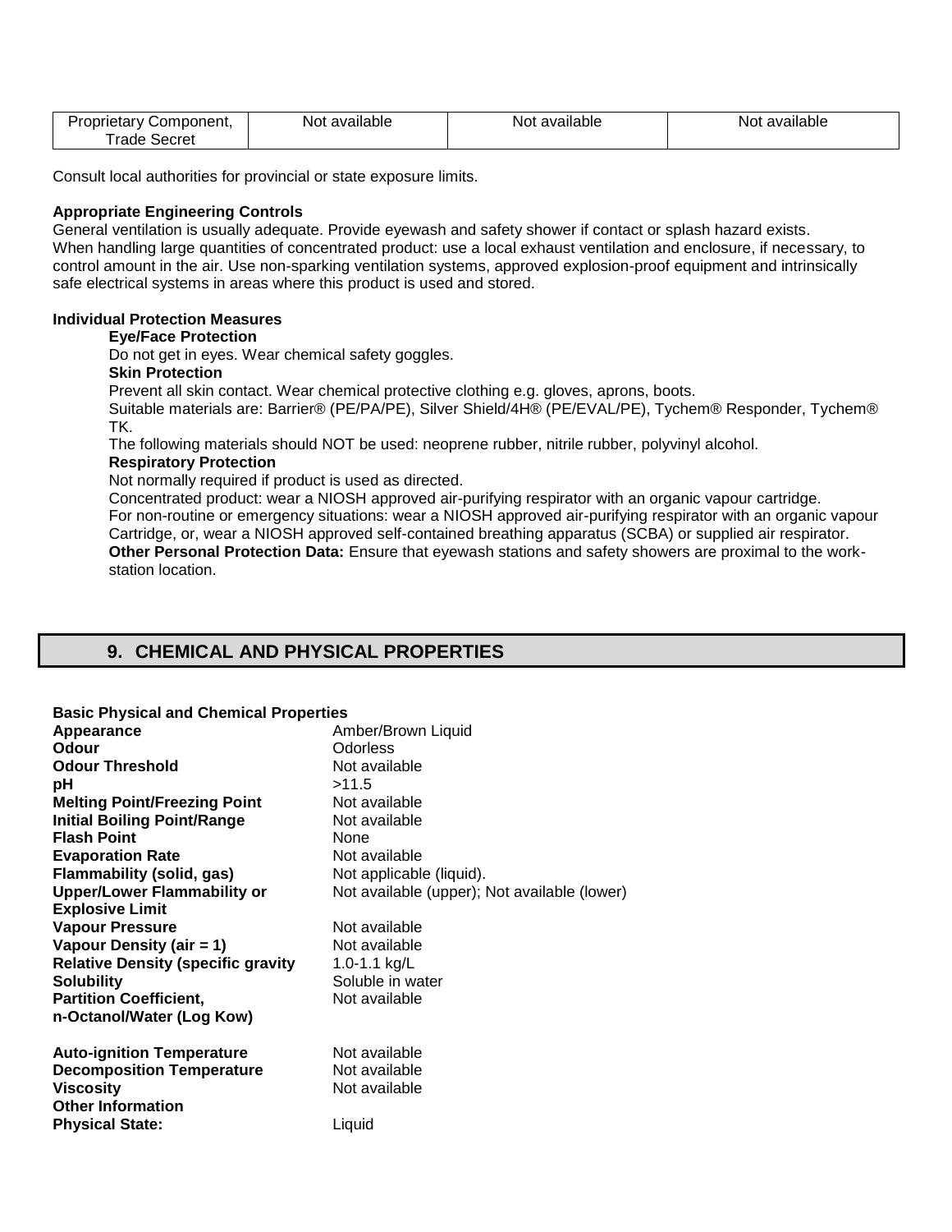| Proprietary Component, Trade Secret | Not available | Not available | Not available |
|---|---|---|---|

Consult local authorities for provincial or state exposure limits.

**Appropriate Engineering Controls**

General ventilation is usually adequate. Provide eyewash and safety shower if contact or splash hazard exists. When handling large quantities of concentrated product: use a local exhaust ventilation and enclosure, if necessary, to control amount in the air. Use non-sparking ventilation systems, approved explosion-proof equipment and intrinsically safe electrical systems in areas where this product is used and stored.

**Individual Protection Measures**

**Eye/Face Protection**

Do not get in eyes. Wear chemical safety goggles.

**Skin Protection**

Prevent all skin contact. Wear chemical protective clothing e.g. gloves, aprons, boots.

Suitable materials are: Barrier® (PE/PA/PE), Silver Shield/4H® (PE/EVAL/PE), Tychem® Responder, Tychem® TK.

The following materials should NOT be used: neoprene rubber, nitrile rubber, polyvinyl alcohol.

**Respiratory Protection**

Not normally required if product is used as directed.

Concentrated product: wear a NIOSH approved air-purifying respirator with an organic vapour cartridge.

For non-routine or emergency situations: wear a NIOSH approved air-purifying respirator with an organic vapour Cartridge, or, wear a NIOSH approved self-contained breathing apparatus (SCBA) or supplied air respirator.

**Other Personal Protection Data:** Ensure that eyewash stations and safety showers are proximal to the work-station location.

## 9. CHEMICAL AND PHYSICAL PROPERTIES

**Basic Physical and Chemical Properties**

| | |
|---|---|
| **Appearance** | Amber/Brown Liquid |
| **Odour** | Odorless |
| **Odour Threshold** | Not available |
| **pH** | >11.5 |
| **Melting Point/Freezing Point** | Not available |
| **Initial Boiling Point/Range** | Not available |
| **Flash Point** | None |
| **Evaporation Rate** | Not available |
| **Flammability (solid, gas)** | Not applicable (liquid). |
| **Upper/Lower Flammability or Explosive Limit** | Not available (upper); Not available (lower) |
| **Vapour Pressure** | Not available |
| **Vapour Density (air = 1)** | Not available |
| **Relative Density (specific gravity** | 1.0-1.1 kg/L |
| **Solubility** | Soluble in water |
| **Partition Coefficient, n-Octanol/Water (Log Kow)** | Not available |
| **Auto-ignition Temperature** | Not available |
| **Decomposition Temperature** | Not available |
| **Viscosity** | Not available |

**Other Information**

| | |
|---|---|
| **Physical State:** | Liquid |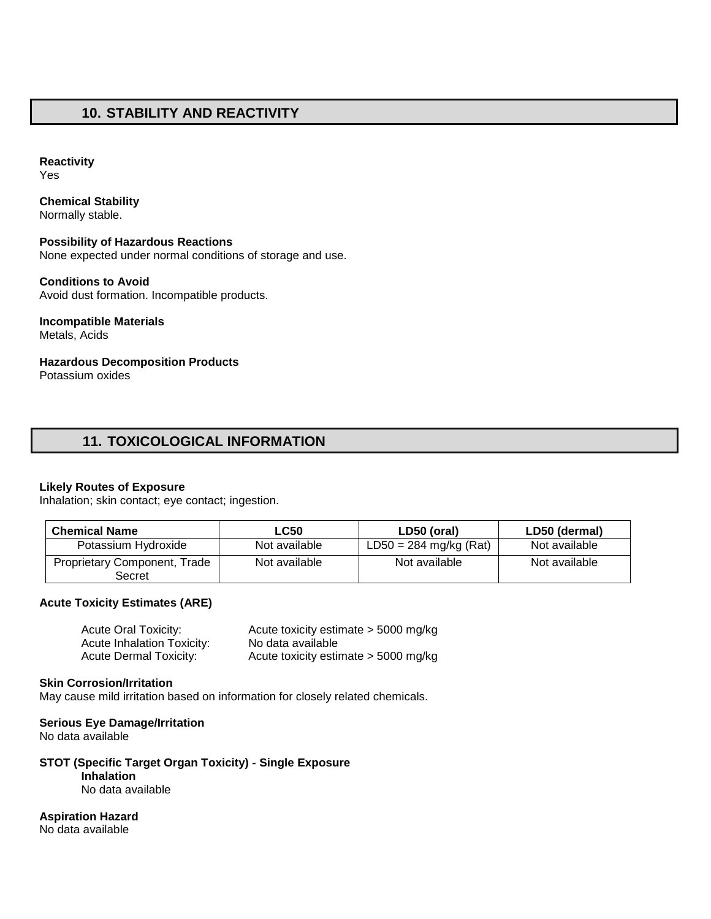## 10. STABILITY AND REACTIVITY

**Reactivity**
Yes

**Chemical Stability**
Normally stable.

**Possibility of Hazardous Reactions**
None expected under normal conditions of storage and use.

**Conditions to Avoid**
Avoid dust formation. Incompatible products.

**Incompatible Materials**
Metals, Acids

**Hazardous Decomposition Products**
Potassium oxides

## 11. TOXICOLOGICAL INFORMATION

**Likely Routes of Exposure**
Inhalation; skin contact; eye contact; ingestion.

| Chemical Name | LC50 | LD50 (oral) | LD50 (dermal) |
|---|---|---|---|
| Potassium Hydroxide | Not available | LD50 = 284 mg/kg (Rat) | Not available |
| Proprietary Component, Trade Secret | Not available | Not available | Not available |

**Acute Toxicity Estimates (ARE)**

Acute Oral Toxicity: Acute toxicity estimate > 5000 mg/kg
Acute Inhalation Toxicity: No data available
Acute Dermal Toxicity: Acute toxicity estimate > 5000 mg/kg

**Skin Corrosion/Irritation**
May cause mild irritation based on information for closely related chemicals.

**Serious Eye Damage/Irritation**
No data available

**STOT (Specific Target Organ Toxicity) - Single Exposure**
**Inhalation**
No data available

**Aspiration Hazard**
No data available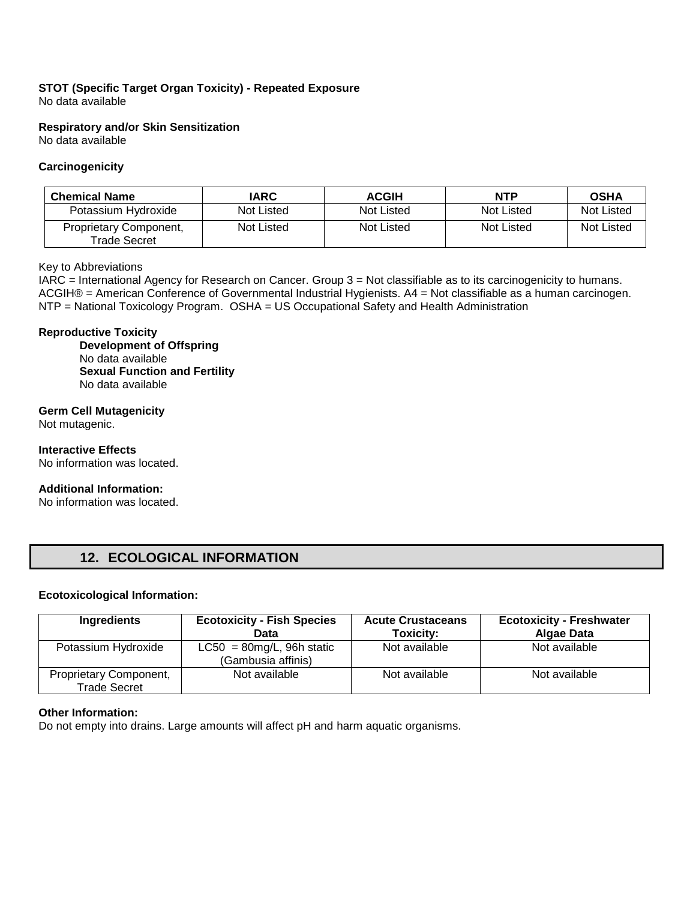**STOT (Specific Target Organ Toxicity) - Repeated Exposure**
No data available

**Respiratory and/or Skin Sensitization**
No data available

**Carcinogenicity**

| Chemical Name | IARC | ACGIH | NTP | OSHA |
|---|---|---|---|---|
| Potassium Hydroxide | Not Listed | Not Listed | Not Listed | Not Listed |
| Proprietary Component, Trade Secret | Not Listed | Not Listed | Not Listed | Not Listed |

Key to Abbreviations
IARC = International Agency for Research on Cancer. Group 3 = Not classifiable as to its carcinogenicity to humans.
ACGIH® = American Conference of Governmental Industrial Hygienists. A4 = Not classifiable as a human carcinogen.
NTP = National Toxicology Program. OSHA = US Occupational Safety and Health Administration

**Reproductive Toxicity**

**Development of Offspring**
No data available
**Sexual Function and Fertility**
No data available

**Germ Cell Mutagenicity**
Not mutagenic.

**Interactive Effects**
No information was located.

**Additional Information:**
No information was located.

## 12. ECOLOGICAL INFORMATION

**Ecotoxicological Information:**

| Ingredients | Ecotoxicity - Fish Species Data | Acute Crustaceans Toxicity: | Ecotoxicity - Freshwater Algae Data |
|---|---|---|---|
| Potassium Hydroxide | LC50 = 80mg/L, 96h static (Gambusia affinis) | Not available | Not available |
| Proprietary Component, Trade Secret | Not available | Not available | Not available |

**Other Information:**
Do not empty into drains. Large amounts will affect pH and harm aquatic organisms.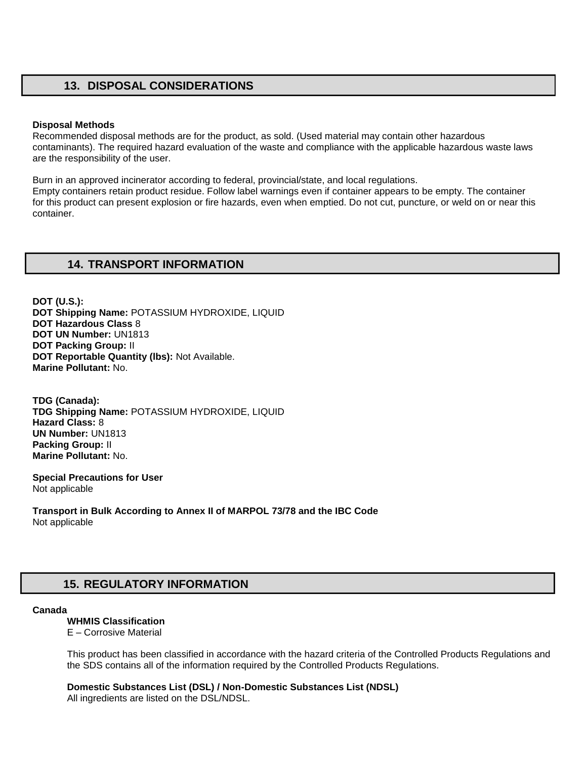## 13. DISPOSAL CONSIDERATIONS

**Disposal Methods**
Recommended disposal methods are for the product, as sold. (Used material may contain other hazardous contaminants). The required hazard evaluation of the waste and compliance with the applicable hazardous waste laws are the responsibility of the user.

Burn in an approved incinerator according to federal, provincial/state, and local regulations.
Empty containers retain product residue. Follow label warnings even if container appears to be empty. The container for this product can present explosion or fire hazards, even when emptied. Do not cut, puncture, or weld on or near this container.

## 14. TRANSPORT INFORMATION

**DOT (U.S.):**
**DOT Shipping Name:** POTASSIUM HYDROXIDE, LIQUID
**DOT Hazardous Class** 8
**DOT UN Number:** UN1813
**DOT Packing Group:** II
**DOT Reportable Quantity (lbs):** Not Available.
**Marine Pollutant:** No.

**TDG (Canada):**
**TDG Shipping Name:** POTASSIUM HYDROXIDE, LIQUID
**Hazard Class:** 8
**UN Number:** UN1813
**Packing Group:** II
**Marine Pollutant:** No.

**Special Precautions for User**
Not applicable

**Transport in Bulk According to Annex II of MARPOL 73/78 and the IBC Code**
Not applicable

## 15. REGULATORY INFORMATION

**Canada**

**WHMIS Classification**
E – Corrosive Material

This product has been classified in accordance with the hazard criteria of the Controlled Products Regulations and the SDS contains all of the information required by the Controlled Products Regulations.

**Domestic Substances List (DSL) / Non-Domestic Substances List (NDSL)**
All ingredients are listed on the DSL/NDSL.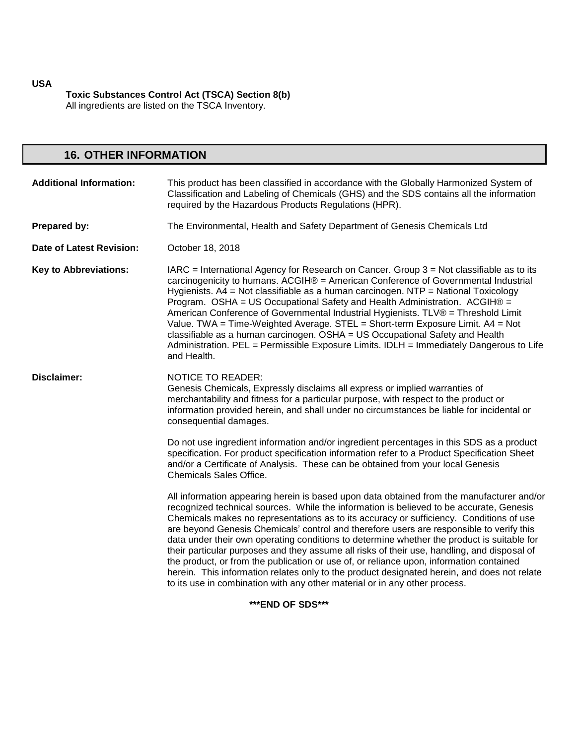**USA**

**Toxic Substances Control Act (TSCA) Section 8(b)**
All ingredients are listed on the TSCA Inventory.

## 16. OTHER INFORMATION

**Additional Information:** This product has been classified in accordance with the Globally Harmonized System of Classification and Labeling of Chemicals (GHS) and the SDS contains all the information required by the Hazardous Products Regulations (HPR).

**Prepared by:** The Environmental, Health and Safety Department of Genesis Chemicals Ltd

**Date of Latest Revision:** October 18, 2018

**Key to Abbreviations:** IARC = International Agency for Research on Cancer. Group 3 = Not classifiable as to its carcinogenicity to humans. ACGIH® = American Conference of Governmental Industrial Hygienists. A4 = Not classifiable as a human carcinogen. NTP = National Toxicology Program. OSHA = US Occupational Safety and Health Administration. ACGIH® = American Conference of Governmental Industrial Hygienists. TLV® = Threshold Limit Value. TWA = Time-Weighted Average. STEL = Short-term Exposure Limit. A4 = Not classifiable as a human carcinogen. OSHA = US Occupational Safety and Health Administration. PEL = Permissible Exposure Limits. IDLH = Immediately Dangerous to Life and Health.

**Disclaimer:** NOTICE TO READER:
Genesis Chemicals, Expressly disclaims all express or implied warranties of merchantability and fitness for a particular purpose, with respect to the product or information provided herein, and shall under no circumstances be liable for incidental or consequential damages.

Do not use ingredient information and/or ingredient percentages in this SDS as a product specification. For product specification information refer to a Product Specification Sheet and/or a Certificate of Analysis. These can be obtained from your local Genesis Chemicals Sales Office.

All information appearing herein is based upon data obtained from the manufacturer and/or recognized technical sources. While the information is believed to be accurate, Genesis Chemicals makes no representations as to its accuracy or sufficiency. Conditions of use are beyond Genesis Chemicals' control and therefore users are responsible to verify this data under their own operating conditions to determine whether the product is suitable for their particular purposes and they assume all risks of their use, handling, and disposal of the product, or from the publication or use of, or reliance upon, information contained herein. This information relates only to the product designated herein, and does not relate to its use in combination with any other material or in any other process.

**\*\*\*END OF SDS\*\*\***